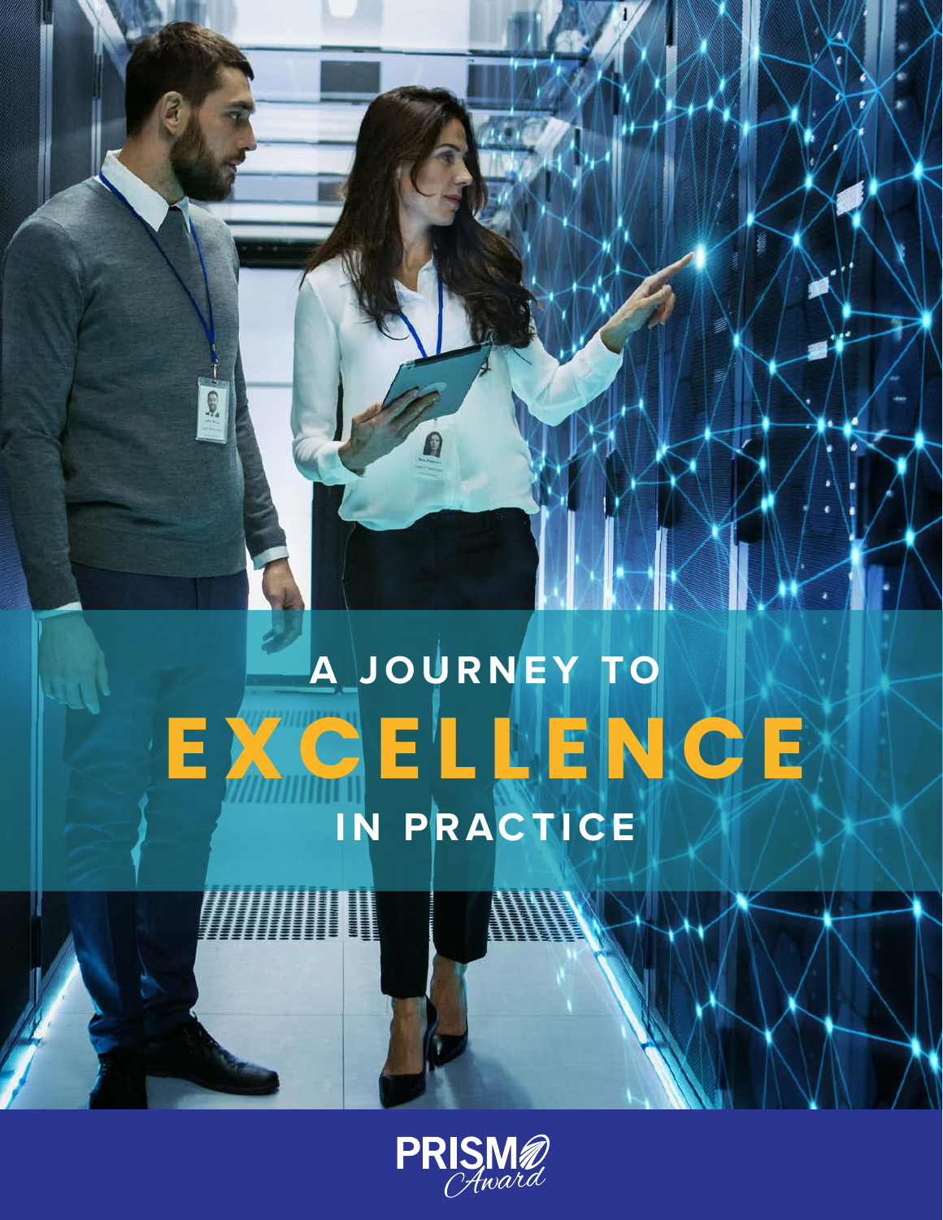# A JOURNEY TO EXCELLENCE IN PRACTICE

PRISM Award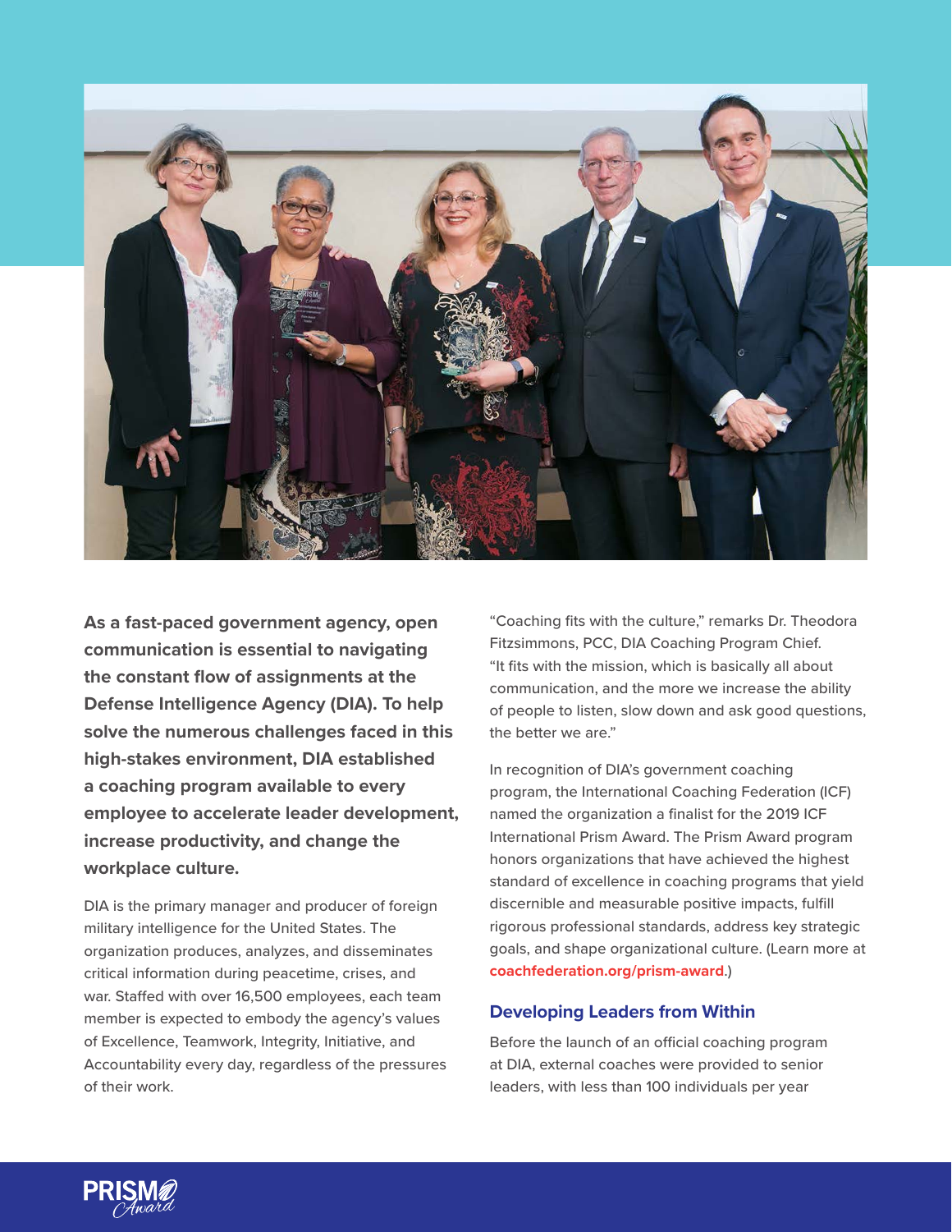**As a fast-paced government agency, open communication is essential to navigating the constant flow of assignments at the Defense Intelligence Agency (DIA). To help solve the numerous challenges faced in this high-stakes environment, DIA established a coaching program available to every employee to accelerate leader development, increase productivity, and change the workplace culture.**

DIA is the primary manager and producer of foreign military intelligence for the United States. The organization produces, analyzes, and disseminates critical information during peacetime, crises, and war. Staffed with over 16,500 employees, each team member is expected to embody the agency's values of Excellence, Teamwork, Integrity, Initiative, and Accountability every day, regardless of the pressures of their work.

"Coaching fits with the culture," remarks Dr. Theodora Fitzsimmons, PCC, DIA Coaching Program Chief. "It fits with the mission, which is basically all about communication, and the more we increase the ability of people to listen, slow down and ask good questions, the better we are."

In recognition of DIA's government coaching program, the International Coaching Federation (ICF) named the organization a finalist for the 2019 ICF International Prism Award. The Prism Award program honors organizations that have achieved the highest standard of excellence in coaching programs that yield discernible and measurable positive impacts, fulfill rigorous professional standards, address key strategic goals, and shape organizational culture. (Learn more at **coachfederation.org/prism-award**.)

## Developing Leaders from Within

Before the launch of an official coaching program at DIA, external coaches were provided to senior leaders, with less than 100 individuals per year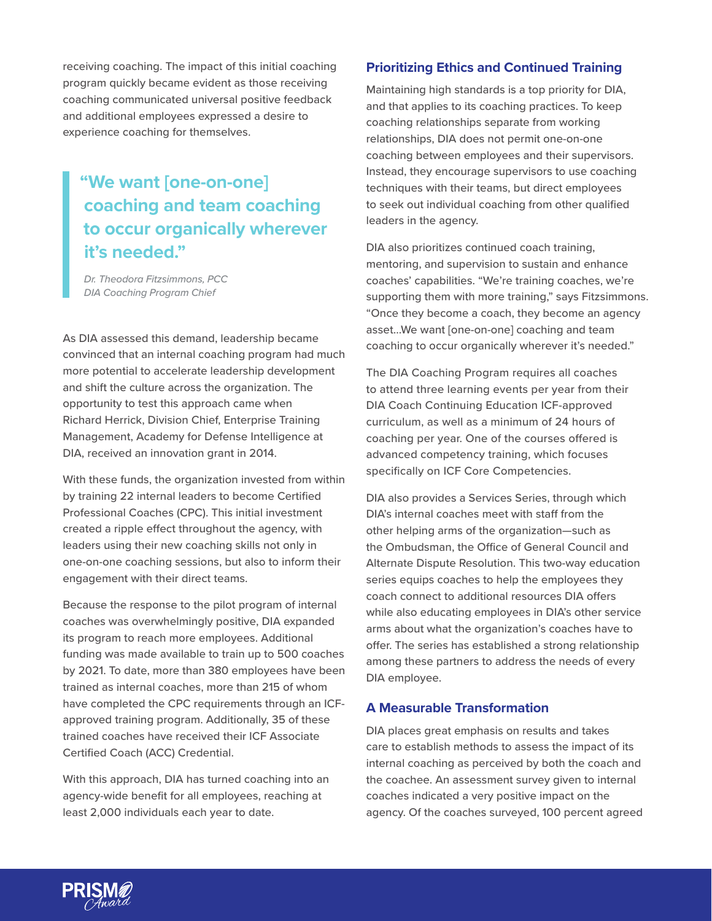receiving coaching. The impact of this initial coaching program quickly became evident as those receiving coaching communicated universal positive feedback and additional employees expressed a desire to experience coaching for themselves.

> **"We want [one-on-one] coaching and team coaching to occur organically wherever it's needed."**
>
> *Dr. Theodora Fitzsimmons, PCC*
> *DIA Coaching Program Chief*

As DIA assessed this demand, leadership became convinced that an internal coaching program had much more potential to accelerate leadership development and shift the culture across the organization. The opportunity to test this approach came when Richard Herrick, Division Chief, Enterprise Training Management, Academy for Defense Intelligence at DIA, received an innovation grant in 2014.

With these funds, the organization invested from within by training 22 internal leaders to become Certified Professional Coaches (CPC). This initial investment created a ripple effect throughout the agency, with leaders using their new coaching skills not only in one-on-one coaching sessions, but also to inform their engagement with their direct teams.

Because the response to the pilot program of internal coaches was overwhelmingly positive, DIA expanded its program to reach more employees. Additional funding was made available to train up to 500 coaches by 2021. To date, more than 380 employees have been trained as internal coaches, more than 215 of whom have completed the CPC requirements through an ICF-approved training program. Additionally, 35 of these trained coaches have received their ICF Associate Certified Coach (ACC) Credential.

With this approach, DIA has turned coaching into an agency-wide benefit for all employees, reaching at least 2,000 individuals each year to date.

## Prioritizing Ethics and Continued Training

Maintaining high standards is a top priority for DIA, and that applies to its coaching practices. To keep coaching relationships separate from working relationships, DIA does not permit one-on-one coaching between employees and their supervisors. Instead, they encourage supervisors to use coaching techniques with their teams, but direct employees to seek out individual coaching from other qualified leaders in the agency.

DIA also prioritizes continued coach training, mentoring, and supervision to sustain and enhance coaches' capabilities. "We're training coaches, we're supporting them with more training," says Fitzsimmons. "Once they become a coach, they become an agency asset...We want [one-on-one] coaching and team coaching to occur organically wherever it's needed."

The DIA Coaching Program requires all coaches to attend three learning events per year from their DIA Coach Continuing Education ICF-approved curriculum, as well as a minimum of 24 hours of coaching per year. One of the courses offered is advanced competency training, which focuses specifically on ICF Core Competencies.

DIA also provides a Services Series, through which DIA's internal coaches meet with staff from the other helping arms of the organization—such as the Ombudsman, the Office of General Council and Alternate Dispute Resolution. This two-way education series equips coaches to help the employees they coach connect to additional resources DIA offers while also educating employees in DIA's other service arms about what the organization's coaches have to offer. The series has established a strong relationship among these partners to address the needs of every DIA employee.

## A Measurable Transformation

DIA places great emphasis on results and takes care to establish methods to assess the impact of its internal coaching as perceived by both the coach and the coachee. An assessment survey given to internal coaches indicated a very positive impact on the agency. Of the coaches surveyed, 100 percent agreed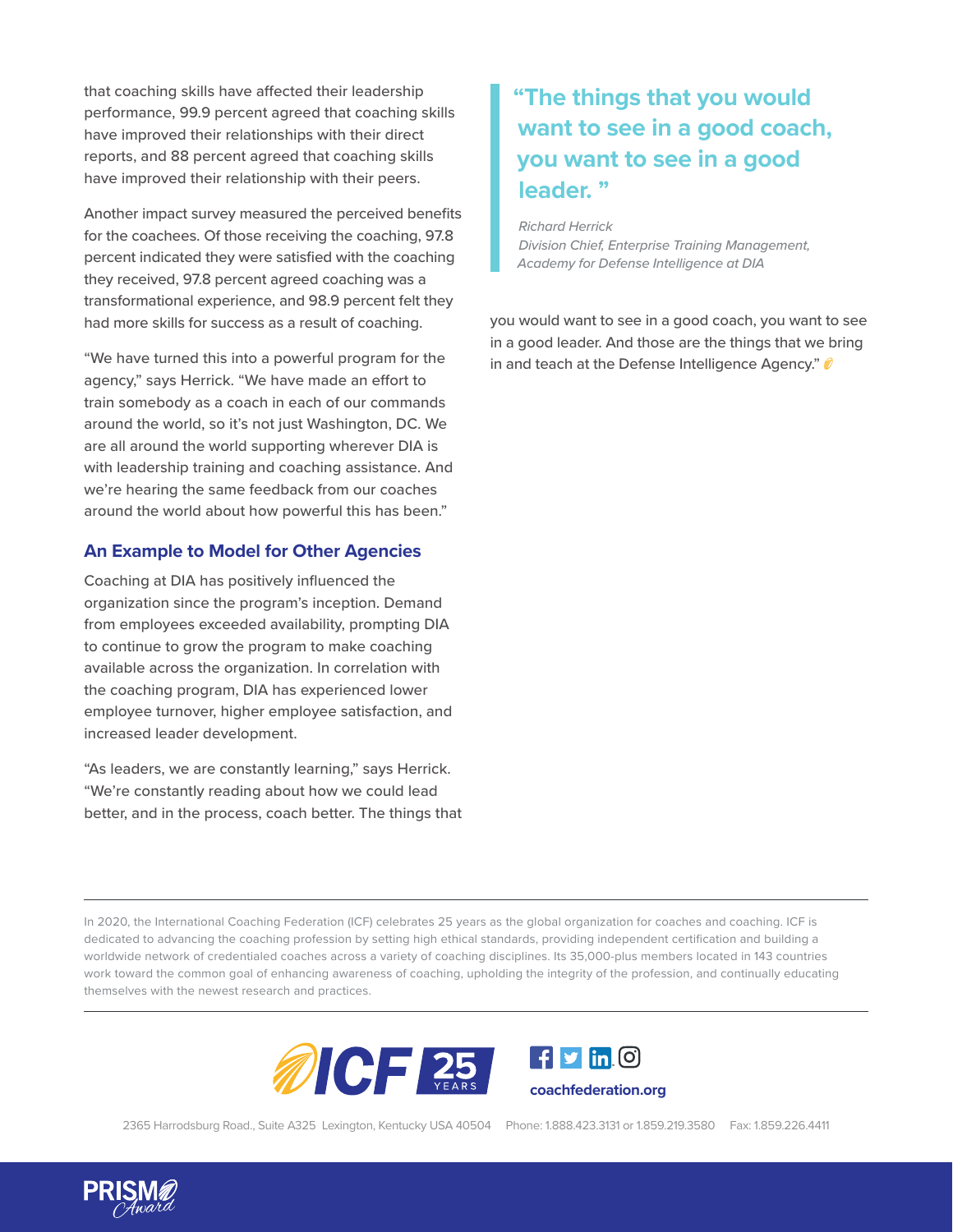that coaching skills have affected their leadership performance, 99.9 percent agreed that coaching skills have improved their relationships with their direct reports, and 88 percent agreed that coaching skills have improved their relationship with their peers.

Another impact survey measured the perceived benefits for the coachees. Of those receiving the coaching, 97.8 percent indicated they were satisfied with the coaching they received, 97.8 percent agreed coaching was a transformational experience, and 98.9 percent felt they had more skills for success as a result of coaching.

"We have turned this into a powerful program for the agency," says Herrick. "We have made an effort to train somebody as a coach in each of our commands around the world, so it's not just Washington, DC. We are all around the world supporting wherever DIA is with leadership training and coaching assistance. And we're hearing the same feedback from our coaches around the world about how powerful this has been."

## An Example to Model for Other Agencies

Coaching at DIA has positively influenced the organization since the program's inception. Demand from employees exceeded availability, prompting DIA to continue to grow the program to make coaching available across the organization. In correlation with the coaching program, DIA has experienced lower employee turnover, higher employee satisfaction, and increased leader development.

"As leaders, we are constantly learning," says Herrick. "We're constantly reading about how we could lead better, and in the process, coach better. The things that you would want to see in a good coach, you want to see in a good leader. And those are the things that we bring in and teach at the Defense Intelligence Agency."

> **"The things that you would want to see in a good coach, you want to see in a good leader."**
>
> *Richard Herrick*
> *Division Chief, Enterprise Training Management, Academy for Defense Intelligence at DIA*

---

In 2020, the International Coaching Federation (ICF) celebrates 25 years as the global organization for coaches and coaching. ICF is dedicated to advancing the coaching profession by setting high ethical standards, providing independent certification and building a worldwide network of credentialed coaches across a variety of coaching disciplines. Its 35,000-plus members located in 143 countries work toward the common goal of enhancing awareness of coaching, upholding the integrity of the profession, and continually educating themselves with the newest research and practices.

---

ICF 25 YEARS

coachfederation.org

2365 Harrodsburg Road., Suite A325 Lexington, Kentucky USA 40504 Phone: 1.888.423.3131 or 1.859.219.3580 Fax: 1.859.226.4411

PRISM Award